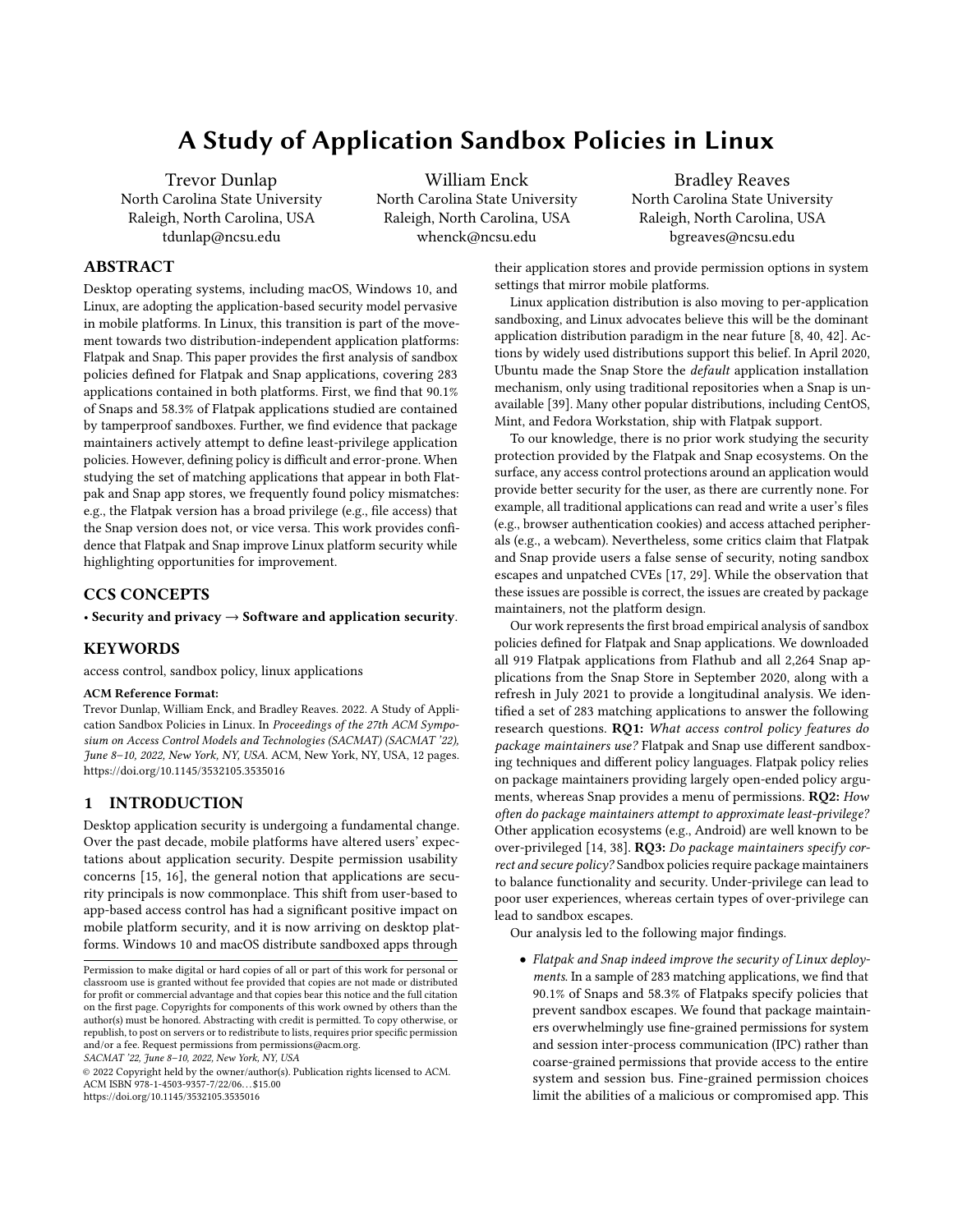# A Study of Application Sandbox Policies in Linux

Trevor Dunlap
North Carolina State University
Raleigh, North Carolina, USA
tdunlap@ncsu.edu

William Enck
North Carolina State University
Raleigh, North Carolina, USA
whenck@ncsu.edu

Bradley Reaves
North Carolina State University
Raleigh, North Carolina, USA
bgreaves@ncsu.edu

## ABSTRACT

Desktop operating systems, including macOS, Windows 10, and Linux, are adopting the application-based security model pervasive in mobile platforms. In Linux, this transition is part of the movement towards two distribution-independent application platforms: Flatpak and Snap. This paper provides the first analysis of sandbox policies defined for Flatpak and Snap applications, covering 283 applications contained in both platforms. First, we find that 90.1% of Snaps and 58.3% of Flatpak applications studied are contained by tamperproof sandboxes. Further, we find evidence that package maintainers actively attempt to define least-privilege application policies. However, defining policy is difficult and error-prone. When studying the set of matching applications that appear in both Flatpak and Snap app stores, we frequently found policy mismatches: e.g., the Flatpak version has a broad privilege (e.g., file access) that the Snap version does not, or vice versa. This work provides confidence that Flatpak and Snap improve Linux platform security while highlighting opportunities for improvement.

## CCS CONCEPTS

• **Security and privacy** → **Software and application security**.

## KEYWORDS

access control, sandbox policy, linux applications

**ACM Reference Format:**
Trevor Dunlap, William Enck, and Bradley Reaves. 2022. A Study of Application Sandbox Policies in Linux. In *Proceedings of the 27th ACM Symposium on Access Control Models and Technologies (SACMAT) (SACMAT '22), June 8–10, 2022, New York, NY, USA.* ACM, New York, NY, USA, 12 pages. https://doi.org/10.1145/3532105.3535016

## 1 INTRODUCTION

Desktop application security is undergoing a fundamental change. Over the past decade, mobile platforms have altered users' expectations about application security. Despite permission usability concerns [15, 16], the general notion that applications are security principals is now commonplace. This shift from user-based to app-based access control has had a significant positive impact on mobile platform security, and it is now arriving on desktop platforms. Windows 10 and macOS distribute sandboxed apps through their application stores and provide permission options in system settings that mirror mobile platforms.

Linux application distribution is also moving to per-application sandboxing, and Linux advocates believe this will be the dominant application distribution paradigm in the near future [8, 40, 42]. Actions by widely used distributions support this belief. In April 2020, Ubuntu made the Snap Store the *default* application installation mechanism, only using traditional repositories when a Snap is unavailable [39]. Many other popular distributions, including CentOS, Mint, and Fedora Workstation, ship with Flatpak support.

To our knowledge, there is no prior work studying the security protection provided by the Flatpak and Snap ecosystems. On the surface, any access control protections around an application would provide better security for the user, as there are currently none. For example, all traditional applications can read and write a user's files (e.g., browser authentication cookies) and access attached peripherals (e.g., a webcam). Nevertheless, some critics claim that Flatpak and Snap provide users a false sense of security, noting sandbox escapes and unpatched CVEs [17, 29]. While the observation that these issues are possible is correct, the issues are created by package maintainers, not the platform design.

Our work represents the first broad empirical analysis of sandbox policies defined for Flatpak and Snap applications. We downloaded all 919 Flatpak applications from Flathub and all 2,264 Snap applications from the Snap Store in September 2020, along with a refresh in July 2021 to provide a longitudinal analysis. We identified a set of 283 matching applications to answer the following research questions. **RQ1:** *What access control policy features do package maintainers use?* Flatpak and Snap use different sandboxing techniques and different policy languages. Flatpak policy relies on package maintainers providing largely open-ended policy arguments, whereas Snap provides a menu of permissions. **RQ2:** *How often do package maintainers attempt to approximate least-privilege?* Other application ecosystems (e.g., Android) are well known to be over-privileged [14, 38]. **RQ3:** *Do package maintainers specify correct and secure policy?* Sandbox policies require package maintainers to balance functionality and security. Under-privilege can lead to poor user experiences, whereas certain types of over-privilege can lead to sandbox escapes.

Our analysis led to the following major findings.

- *Flatpak and Snap indeed improve the security of Linux deployments.* In a sample of 283 matching applications, we find that 90.1% of Snaps and 58.3% of Flatpaks specify policies that prevent sandbox escapes. We found that package maintainers overwhelmingly use fine-grained permissions for system and session inter-process communication (IPC) rather than coarse-grained permissions that provide access to the entire system and session bus. Fine-grained permission choices limit the abilities of a malicious or compromised app. This

Permission to make digital or hard copies of all or part of this work for personal or classroom use is granted without fee provided that copies are not made or distributed for profit or commercial advantage and that copies bear this notice and the full citation on the first page. Copyrights for components of this work owned by others than the author(s) must be honored. Abstracting with credit is permitted. To copy otherwise, or republish, to post on servers or to redistribute to lists, requires prior specific permission and/or a fee. Request permissions from permissions@acm.org.
*SACMAT '22, June 8–10, 2022, New York, NY, USA*
© 2022 Copyright held by the owner/author(s). Publication rights licensed to ACM.
ACM ISBN 978-1-4503-9357-7/22/06...$15.00
https://doi.org/10.1145/3532105.3535016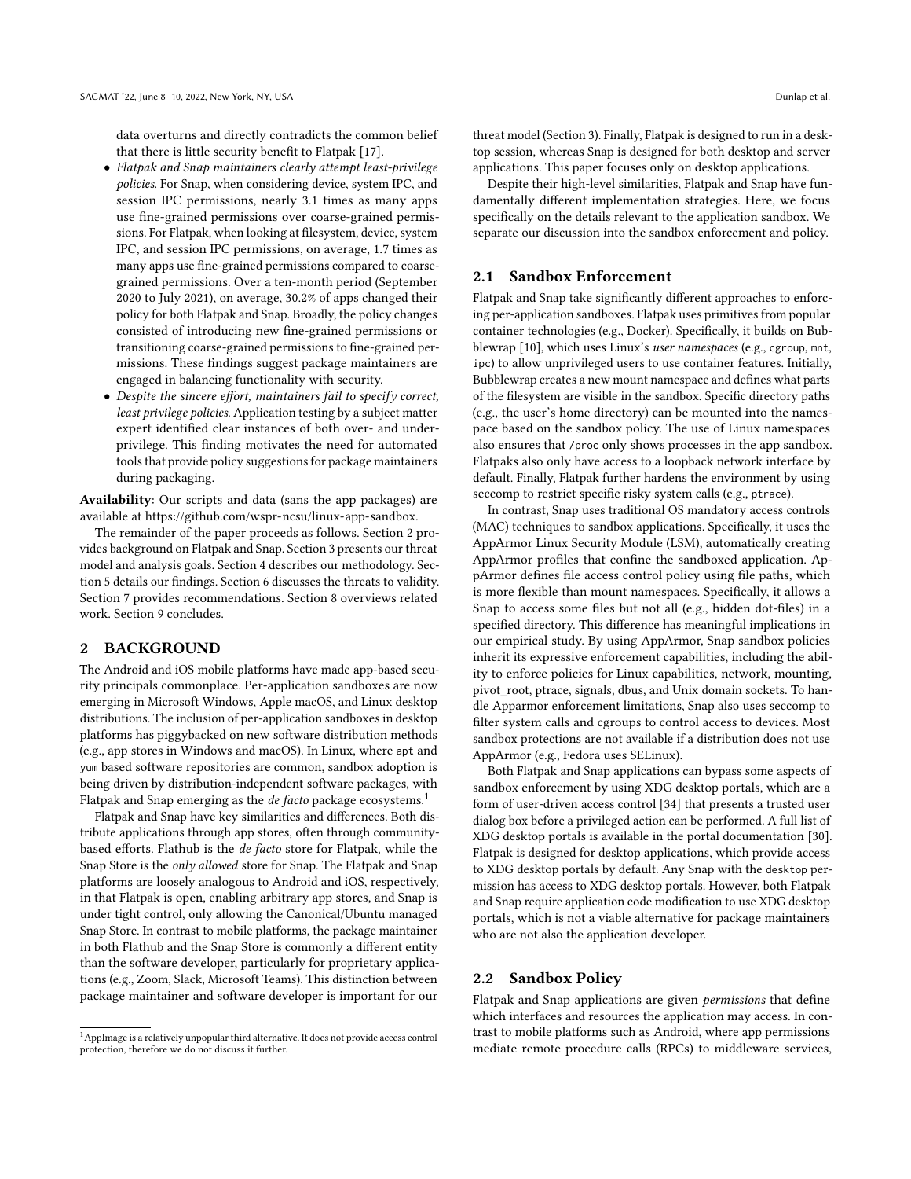data overturns and directly contradicts the common belief that there is little security benefit to Flatpak [17].

- *Flatpak and Snap maintainers clearly attempt least-privilege policies.* For Snap, when considering device, system IPC, and session IPC permissions, nearly 3.1 times as many apps use fine-grained permissions over coarse-grained permissions. For Flatpak, when looking at filesystem, device, system IPC, and session IPC permissions, on average, 1.7 times as many apps use fine-grained permissions compared to coarse-grained permissions. Over a ten-month period (September 2020 to July 2021), on average, 30.2% of apps changed their policy for both Flatpak and Snap. Broadly, the policy changes consisted of introducing new fine-grained permissions or transitioning coarse-grained permissions to fine-grained permissions. These findings suggest package maintainers are engaged in balancing functionality with security.
- *Despite the sincere effort, maintainers fail to specify correct, least privilege policies.* Application testing by a subject matter expert identified clear instances of both over- and under-privilege. This finding motivates the need for automated tools that provide policy suggestions for package maintainers during packaging.

**Availability**: Our scripts and data (sans the app packages) are available at https://github.com/wspr-ncsu/linux-app-sandbox.

The remainder of the paper proceeds as follows. Section 2 provides background on Flatpak and Snap. Section 3 presents our threat model and analysis goals. Section 4 describes our methodology. Section 5 details our findings. Section 6 discusses the threats to validity. Section 7 provides recommendations. Section 8 overviews related work. Section 9 concludes.

## 2 BACKGROUND

The Android and iOS mobile platforms have made app-based security principals commonplace. Per-application sandboxes are now emerging in Microsoft Windows, Apple macOS, and Linux desktop distributions. The inclusion of per-application sandboxes in desktop platforms has piggybacked on new software distribution methods (e.g., app stores in Windows and macOS). In Linux, where apt and yum based software repositories are common, sandbox adoption is being driven by distribution-independent software packages, with Flatpak and Snap emerging as the *de facto* package ecosystems.[1]

Flatpak and Snap have key similarities and differences. Both distribute applications through app stores, often through community-based efforts. Flathub is the *de facto* store for Flatpak, while the Snap Store is the *only allowed* store for Snap. The Flatpak and Snap platforms are loosely analogous to Android and iOS, respectively, in that Flatpak is open, enabling arbitrary app stores, and Snap is under tight control, only allowing the Canonical/Ubuntu managed Snap Store. In contrast to mobile platforms, the package maintainer in both Flathub and the Snap Store is commonly a different entity than the software developer, particularly for proprietary applications (e.g., Zoom, Slack, Microsoft Teams). This distinction between package maintainer and software developer is important for our threat model (Section 3). Finally, Flatpak is designed to run in a desktop session, whereas Snap is designed for both desktop and server applications. This paper focuses only on desktop applications.

Despite their high-level similarities, Flatpak and Snap have fundamentally different implementation strategies. Here, we focus specifically on the details relevant to the application sandbox. We separate our discussion into the sandbox enforcement and policy.

### 2.1 Sandbox Enforcement

Flatpak and Snap take significantly different approaches to enforcing per-application sandboxes. Flatpak uses primitives from popular container technologies (e.g., Docker). Specifically, it builds on Bubblewrap [10], which uses Linux's *user namespaces* (e.g., cgroup, mnt, ipc) to allow unprivileged users to use container features. Initially, Bubblewrap creates a new mount namespace and defines what parts of the filesystem are visible in the sandbox. Specific directory paths (e.g., the user's home directory) can be mounted into the namespace based on the sandbox policy. The use of Linux namespaces also ensures that /proc only shows processes in the app sandbox. Flatpaks also only have access to a loopback network interface by default. Finally, Flatpak further hardens the environment by using seccomp to restrict specific risky system calls (e.g., ptrace).

In contrast, Snap uses traditional OS mandatory access controls (MAC) techniques to sandbox applications. Specifically, it uses the AppArmor Linux Security Module (LSM), automatically creating AppArmor profiles that confine the sandboxed application. AppArmor defines file access control policy using file paths, which is more flexible than mount namespaces. Specifically, it allows a Snap to access some files but not all (e.g., hidden dot-files) in a specified directory. This difference has meaningful implications in our empirical study. By using AppArmor, Snap sandbox policies inherit its expressive enforcement capabilities, including the ability to enforce policies for Linux capabilities, network, mounting, pivot_root, ptrace, signals, dbus, and Unix domain sockets. To handle Apparmor enforcement limitations, Snap also uses seccomp to filter system calls and cgroups to control access to devices. Most sandbox protections are not available if a distribution does not use AppArmor (e.g., Fedora uses SELinux).

Both Flatpak and Snap applications can bypass some aspects of sandbox enforcement by using XDG desktop portals, which are a form of user-driven access control [34] that presents a trusted user dialog box before a privileged action can be performed. A full list of XDG desktop portals is available in the portal documentation [30]. Flatpak is designed for desktop applications, which provide access to XDG desktop portals by default. Any Snap with the desktop permission has access to XDG desktop portals. However, both Flatpak and Snap require application code modification to use XDG desktop portals, which is not a viable alternative for package maintainers who are not also the application developer.

### 2.2 Sandbox Policy

Flatpak and Snap applications are given *permissions* that define which interfaces and resources the application may access. In contrast to mobile platforms such as Android, where app permissions mediate remote procedure calls (RPCs) to middleware services,

[1] AppImage is a relatively unpopular third alternative. It does not provide access control protection, therefore we do not discuss it further.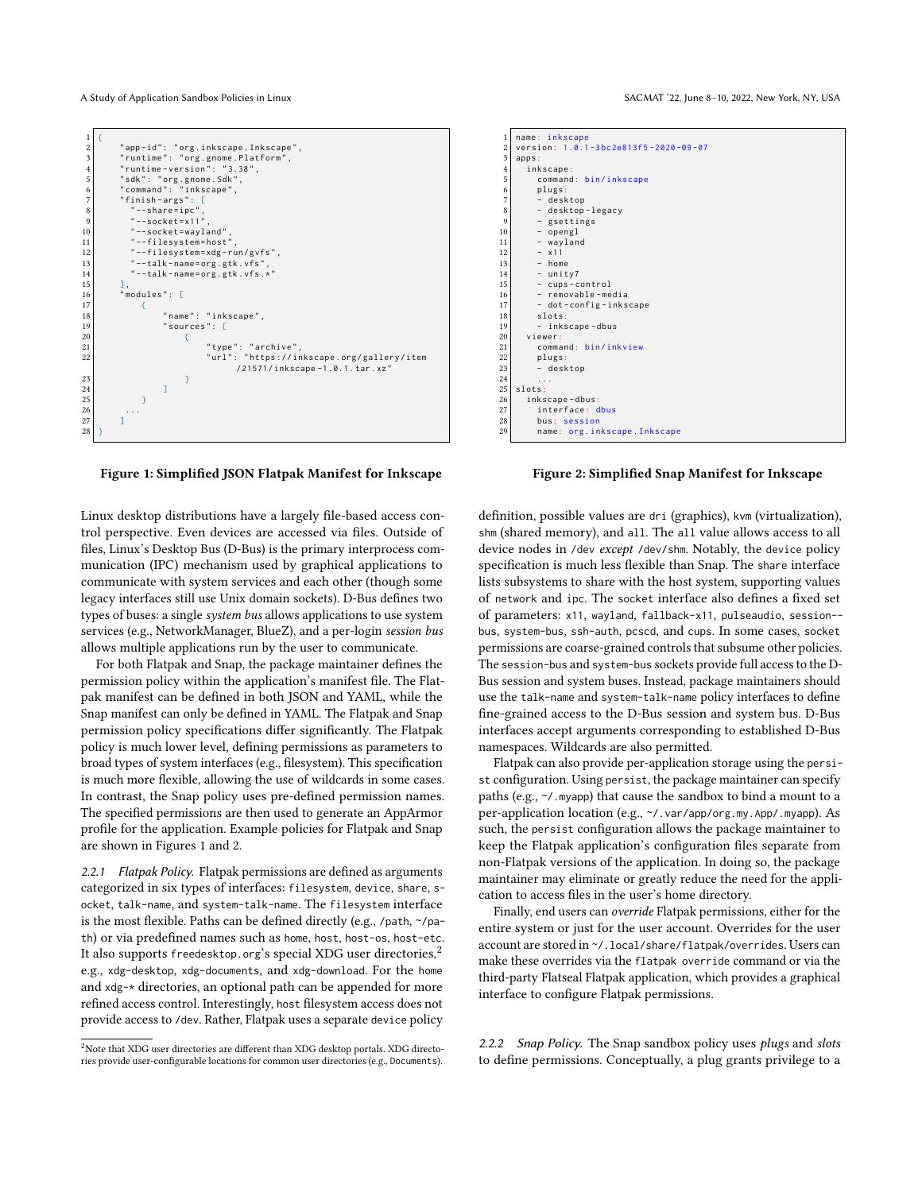```json
{
    "app-id": "org.inkscape.Inkscape",
    "runtime": "org.gnome.Platform",
    "runtime-version": "3.38",
    "sdk": "org.gnome.Sdk",
    "command": "inkscape",
    "finish-args": [
      "--share=ipc",
      "--socket=x11",
      "--socket=wayland",
      "--filesystem=host",
      "--filesystem=xdg-run/gvfs",
      "--talk-name=org.gtk.vfs",
      "--talk-name=org.gtk.vfs.*"
    ],
    "modules": [
        {
            "name": "inkscape",
            "sources": [
                {
                    "type": "archive",
                    "url": "https://inkscape.org/gallery/item
                         /21571/inkscape-1.0.1.tar.xz"
                }
            ]
        }
      ...
    ]
}
```

**Figure 1: Simplified JSON Flatpak Manifest for Inkscape**

```yaml
name: inkscape
version: 1.0.1-3bc2e813f5-2020-09-07
apps:
  inkscape:
    command: bin/inkscape
    plugs:
    - desktop
    - desktop-legacy
    - gsettings
    - opengl
    - wayland
    - x11
    - home
    - unity7
    - cups-control
    - removable-media
    - dot-config-inkscape
    slots:
    - inkscape-dbus
  viewer:
    command: bin/inkview
    plugs:
    - desktop
    ...
slots:
  inkscape-dbus:
    interface: dbus
    bus: session
    name: org.inkscape.Inkscape
```

**Figure 2: Simplified Snap Manifest for Inkscape**

Linux desktop distributions have a largely file-based access control perspective. Even devices are accessed via files. Outside of files, Linux's Desktop Bus (D-Bus) is the primary interprocess communication (IPC) mechanism used by graphical applications to communicate with system services and each other (though some legacy interfaces still use Unix domain sockets). D-Bus defines two types of buses: a single *system bus* allows applications to use system services (e.g., NetworkManager, BlueZ), and a per-login *session bus* allows multiple applications run by the user to communicate.

For both Flatpak and Snap, the package maintainer defines the permission policy within the application's manifest file. The Flatpak manifest can be defined in both JSON and YAML, while the Snap manifest can only be defined in YAML. The Flatpak and Snap permission policy specifications differ significantly. The Flatpak policy is much lower level, defining permissions as parameters to broad types of system interfaces (e.g., filesystem). This specification is much more flexible, allowing the use of wildcards in some cases. In contrast, the Snap policy uses pre-defined permission names. The specified permissions are then used to generate an AppArmor profile for the application. Example policies for Flatpak and Snap are shown in Figures 1 and 2.

*2.2.1 Flatpak Policy.* Flatpak permissions are defined as arguments categorized in six types of interfaces: `filesystem`, `device`, `share`, `socket`, `talk-name`, and `system-talk-name`. The `filesystem` interface is the most flexible. Paths can be defined directly (e.g., `/path`, `~/path`) or via predefined names such as `home`, `host`, `host-os`, `host-etc`. It also supports `freedesktop.org`'s special XDG user directories,[2] e.g., `xdg-desktop`, `xdg-documents`, and `xdg-download`. For the `home` and `xdg-*` directories, an optional path can be appended for more refined access control. Interestingly, `host` filesystem access does not provide access to `/dev`. Rather, Flatpak uses a separate `device` policy definition, possible values are `dri` (graphics), `kvm` (virtualization), `shm` (shared memory), and `all`. The `all` value allows access to all device nodes in `/dev` *except* `/dev/shm`. Notably, the `device` policy specification is much less flexible than Snap. The `share` interface lists subsystems to share with the host system, supporting values of `network` and `ipc`. The `socket` interface also defines a fixed set of parameters: `x11`, `wayland`, `fallback-x11`, `pulseaudio`, `session-bus`, `system-bus`, `ssh-auth`, `pcscd`, and `cups`. In some cases, `socket` permissions are coarse-grained controls that subsume other policies. The `session-bus` and `system-bus` sockets provide full access to the D-Bus session and system buses. Instead, package maintainers should use the `talk-name` and `system-talk-name` policy interfaces to define fine-grained access to the D-Bus session and system bus. D-Bus interfaces accept arguments corresponding to established D-Bus namespaces. Wildcards are also permitted.

Flatpak can also provide per-application storage using the `persist` configuration. Using `persist`, the package maintainer can specify paths (e.g., `~/.myapp`) that cause the sandbox to bind a mount to a per-application location (e.g., `~/.var/app/org.my.App/.myapp`). As such, the `persist` configuration allows the package maintainer to keep the Flatpak application's configuration files separate from non-Flatpak versions of the application. In doing so, the package maintainer may eliminate or greatly reduce the need for the application to access files in the user's home directory.

Finally, end users can *override* Flatpak permissions, either for the entire system or just for the user account. Overrides for the user account are stored in `~/.local/share/flatpak/overrides`. Users can make these overrides via the `flatpak override` command or via the third-party Flatseal Flatpak application, which provides a graphical interface to configure Flatpak permissions.

*2.2.2 Snap Policy.* The Snap sandbox policy uses *plugs* and *slots* to define permissions. Conceptually, a plug grants privilege to a

[2] Note that XDG user directories are different than XDG desktop portals. XDG directories provide user-configurable locations for common user directories (e.g., `Documents`).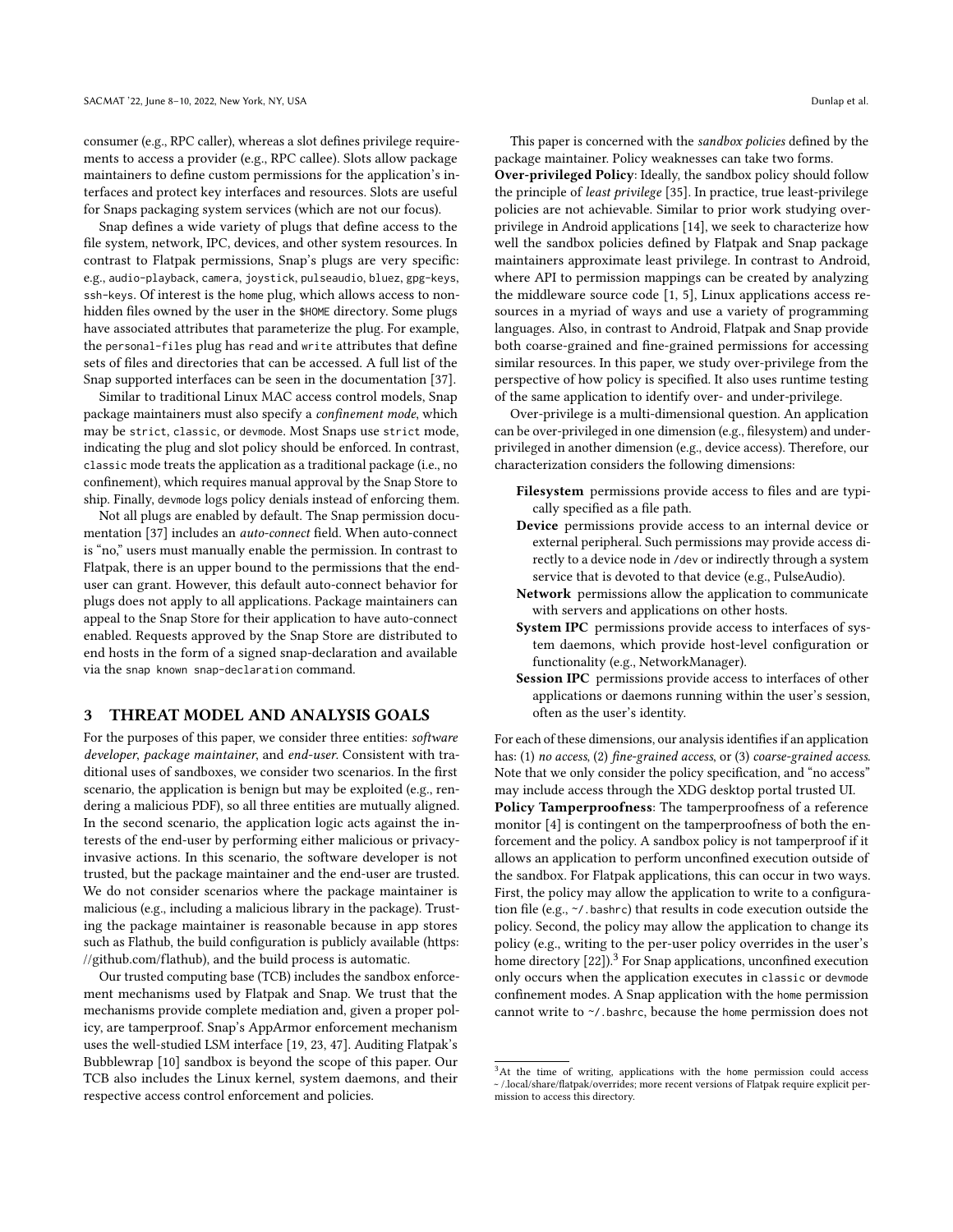consumer (e.g., RPC caller), whereas a slot defines privilege requirements to access a provider (e.g., RPC callee). Slots allow package maintainers to define custom permissions for the application's interfaces and protect key interfaces and resources. Slots are useful for Snaps packaging system services (which are not our focus).

Snap defines a wide variety of plugs that define access to the file system, network, IPC, devices, and other system resources. In contrast to Flatpak permissions, Snap's plugs are very specific: e.g., `audio-playback`, `camera`, `joystick`, `pulseaudio`, `bluez`, `gpg-keys`, `ssh-keys`. Of interest is the `home` plug, which allows access to non-hidden files owned by the user in the `$HOME` directory. Some plugs have associated attributes that parameterize the plug. For example, the `personal-files` plug has `read` and `write` attributes that define sets of files and directories that can be accessed. A full list of the Snap supported interfaces can be seen in the documentation [37].

Similar to traditional Linux MAC access control models, Snap package maintainers must also specify a *confinement mode*, which may be `strict`, `classic`, or `devmode`. Most Snaps use `strict` mode, indicating the plug and slot policy should be enforced. In contrast, `classic` mode treats the application as a traditional package (i.e., no confinement), which requires manual approval by the Snap Store to ship. Finally, `devmode` logs policy denials instead of enforcing them.

Not all plugs are enabled by default. The Snap permission documentation [37] includes an *auto-connect* field. When auto-connect is "no," users must manually enable the permission. In contrast to Flatpak, there is an upper bound to the permissions that the end-user can grant. However, this default auto-connect behavior for plugs does not apply to all applications. Package maintainers can appeal to the Snap Store for their application to have auto-connect enabled. Requests approved by the Snap Store are distributed to end hosts in the form of a signed snap-declaration and available via the `snap known snap-declaration` command.

## 3 THREAT MODEL AND ANALYSIS GOALS

For the purposes of this paper, we consider three entities: *software developer*, *package maintainer*, and *end-user*. Consistent with traditional uses of sandboxes, we consider two scenarios. In the first scenario, the application is benign but may be exploited (e.g., rendering a malicious PDF), so all three entities are mutually aligned. In the second scenario, the application logic acts against the interests of the end-user by performing either malicious or privacy-invasive actions. In this scenario, the software developer is not trusted, but the package maintainer and the end-user are trusted. We do not consider scenarios where the package maintainer is malicious (e.g., including a malicious library in the package). Trusting the package maintainer is reasonable because in app stores such as Flathub, the build configuration is publicly available (https://github.com/flathub), and the build process is automatic.

Our trusted computing base (TCB) includes the sandbox enforcement mechanisms used by Flatpak and Snap. We trust that the mechanisms provide complete mediation and, given a proper policy, are tamperproof. Snap's AppArmor enforcement mechanism uses the well-studied LSM interface [19, 23, 47]. Auditing Flatpak's Bubblewrap [10] sandbox is beyond the scope of this paper. Our TCB also includes the Linux kernel, system daemons, and their respective access control enforcement and policies.

This paper is concerned with the *sandbox policies* defined by the package maintainer. Policy weaknesses can take two forms.

**Over-privileged Policy**: Ideally, the sandbox policy should follow the principle of *least privilege* [35]. In practice, true least-privilege policies are not achievable. Similar to prior work studying over-privilege in Android applications [14], we seek to characterize how well the sandbox policies defined by Flatpak and Snap package maintainers approximate least privilege. In contrast to Android, where API to permission mappings can be created by analyzing the middleware source code [1, 5], Linux applications access resources in a myriad of ways and use a variety of programming languages. Also, in contrast to Android, Flatpak and Snap provide both coarse-grained and fine-grained permissions for accessing similar resources. In this paper, we study over-privilege from the perspective of how policy is specified. It also uses runtime testing of the same application to identify over- and under-privilege.

Over-privilege is a multi-dimensional question. An application can be over-privileged in one dimension (e.g., filesystem) and under-privileged in another dimension (e.g., device access). Therefore, our characterization considers the following dimensions:

- **Filesystem** permissions provide access to files and are typically specified as a file path.
- **Device** permissions provide access to an internal device or external peripheral. Such permissions may provide access directly to a device node in `/dev` or indirectly through a system service that is devoted to that device (e.g., PulseAudio).
- **Network** permissions allow the application to communicate with servers and applications on other hosts.
- **System IPC** permissions provide access to interfaces of system daemons, which provide host-level configuration or functionality (e.g., NetworkManager).
- **Session IPC** permissions provide access to interfaces of other applications or daemons running within the user's session, often as the user's identity.

For each of these dimensions, our analysis identifies if an application has: (1) *no access*, (2) *fine-grained access*, or (3) *coarse-grained access*. Note that we only consider the policy specification, and "no access" may include access through the XDG desktop portal trusted UI.

**Policy Tamperproofness**: The tamperproofness of a reference monitor [4] is contingent on the tamperproofness of both the enforcement and the policy. A sandbox policy is not tamperproof if it allows an application to perform unconfined execution outside of the sandbox. For Flatpak applications, this can occur in two ways. First, the policy may allow the application to write to a configuration file (e.g., `~/.bashrc`) that results in code execution outside the policy. Second, the policy may allow the application to change its policy (e.g., writing to the per-user policy overrides in the user's home directory [22]).[3] For Snap applications, unconfined execution only occurs when the application executes in `classic` or `devmode` confinement modes. A Snap application with the `home` permission cannot write to `~/.bashrc`, because the `home` permission does not

---

[3] At the time of writing, applications with the home permission could access ~ /.local/share/flatpak/overrides; more recent versions of Flatpak require explicit permission to access this directory.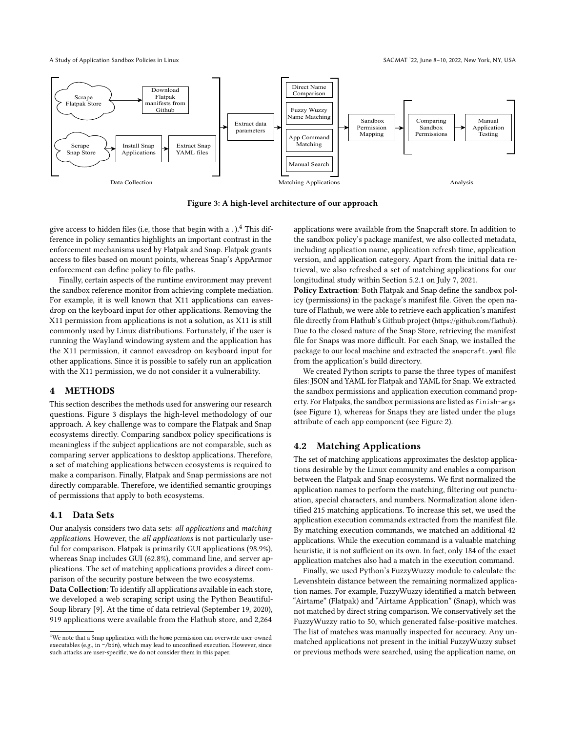Figure 3: A high-level architecture of our approach

give access to hidden files (i.e, those that begin with a .).[4] This difference in policy semantics highlights an important contrast in the enforcement mechanisms used by Flatpak and Snap. Flatpak grants access to files based on mount points, whereas Snap's AppArmor enforcement can define policy to file paths.

Finally, certain aspects of the runtime environment may prevent the sandbox reference monitor from achieving complete mediation. For example, it is well known that X11 applications can eavesdrop on the keyboard input for other applications. Removing the X11 permission from applications is not a solution, as X11 is still commonly used by Linux distributions. Fortunately, if the user is running the Wayland windowing system and the application has the X11 permission, it cannot eavesdrop on keyboard input for other applications. Since it is possible to safely run an application with the X11 permission, we do not consider it a vulnerability.

# 4 METHODS

This section describes the methods used for answering our research questions. Figure 3 displays the high-level methodology of our approach. A key challenge was to compare the Flatpak and Snap ecosystems directly. Comparing sandbox policy specifications is meaningless if the subject applications are not comparable, such as comparing server applications to desktop applications. Therefore, a set of matching applications between ecosystems is required to make a comparison. Finally, Flatpak and Snap permissions are not directly comparable. Therefore, we identified semantic groupings of permissions that apply to both ecosystems.

## 4.1 Data Sets

Our analysis considers two data sets: *all applications* and *matching applications*. However, the *all applications* is not particularly useful for comparison. Flatpak is primarily GUI applications (98.9%), whereas Snap includes GUI (62.8%), command line, and server applications. The set of matching applications provides a direct comparison of the security posture between the two ecosystems.

**Data Collection**: To identify all applications available in each store, we developed a web scraping script using the Python BeautifulSoup library [9]. At the time of data retrieval (September 19, 2020), 919 applications were available from the Flathub store, and 2,264 applications were available from the Snapcraft store. In addition to the sandbox policy's package manifest, we also collected metadata, including application name, application refresh time, application version, and application category. Apart from the initial data retrieval, we also refreshed a set of matching applications for our longitudinal study within Section 5.2.1 on July 7, 2021.

**Policy Extraction**: Both Flatpak and Snap define the sandbox policy (permissions) in the package's manifest file. Given the open nature of Flathub, we were able to retrieve each application's manifest file directly from Flathub's Github project (https://github.com/flathub). Due to the closed nature of the Snap Store, retrieving the manifest file for Snaps was more difficult. For each Snap, we installed the package to our local machine and extracted the `snapcraft.yaml` file from the application's build directory.

We created Python scripts to parse the three types of manifest files: JSON and YAML for Flatpak and YAML for Snap. We extracted the sandbox permissions and application execution command property. For Flatpaks, the sandbox permissions are listed as `finish-args` (see Figure 1), whereas for Snaps they are listed under the `plugs` attribute of each app component (see Figure 2).

## 4.2 Matching Applications

The set of matching applications approximates the desktop applications desirable by the Linux community and enables a comparison between the Flatpak and Snap ecosystems. We first normalized the application names to perform the matching, filtering out punctuation, special characters, and numbers. Normalization alone identified 215 matching applications. To increase this set, we used the application execution commands extracted from the manifest file. By matching execution commands, we matched an additional 42 applications. While the execution command is a valuable matching heuristic, it is not sufficient on its own. In fact, only 184 of the exact application matches also had a match in the execution command.

Finally, we used Python's FuzzyWuzzy module to calculate the Levenshtein distance between the remaining normalized application names. For example, FuzzyWuzzy identified a match between "Airtame" (Flatpak) and "Airtame Application" (Snap), which was not matched by direct string comparison. We conservatively set the FuzzyWuzzy ratio to 50, which generated false-positive matches. The list of matches was manually inspected for accuracy. Any unmatched applications not present in the initial FuzzyWuzzy subset or previous methods were searched, using the application name, on

[4] We note that a Snap application with the home permission can overwrite user-owned executables (e.g., in ~/bin), which may lead to unconfined execution. However, since such attacks are user-specific, we do not consider them in this paper.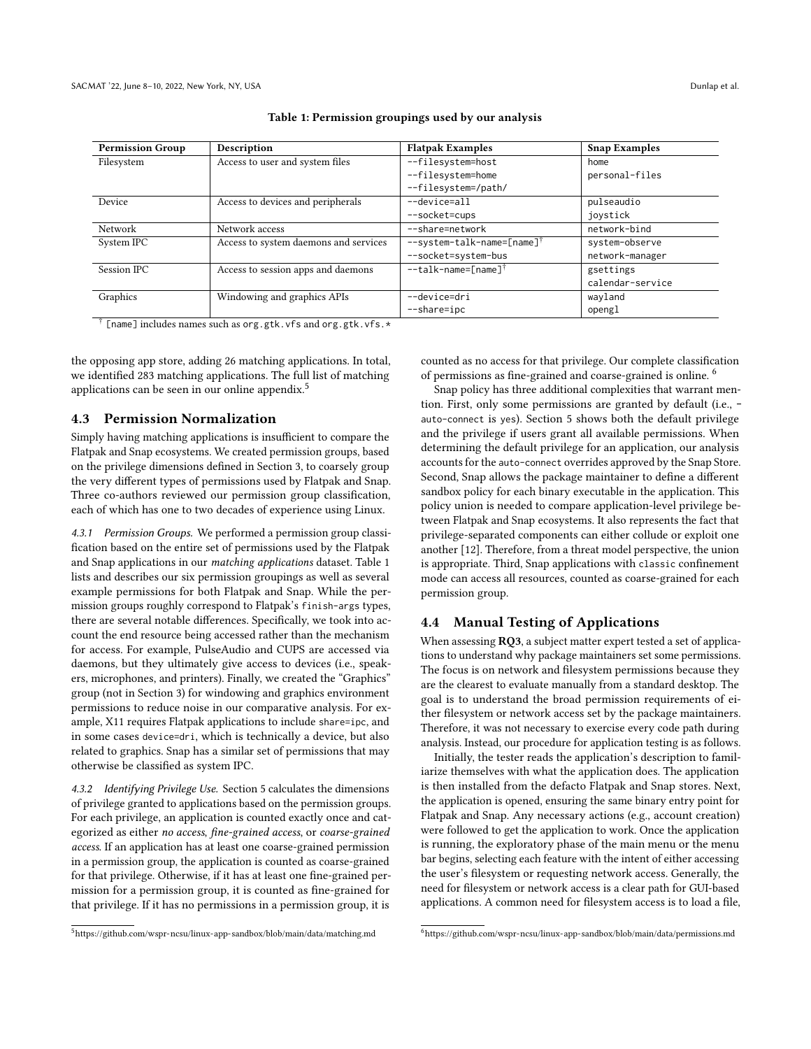**Table 1: Permission groupings used by our analysis**

| Permission Group | Description | Flatpak Examples | Snap Examples |
|---|---|---|---|
| Filesystem | Access to user and system files | `--filesystem=host`<br>`--filesystem=home`<br>`--filesystem=/path/` | `home`<br>`personal-files` |
| Device | Access to devices and peripherals | `--device=all`<br>`--socket=cups` | `pulseaudio`<br>`joystick` |
| Network | Network access | `--share=network` | `network-bind` |
| System IPC | Access to system daemons and services | `--system-talk-name=[name]`[†]<br>`--socket=system-bus` | `system-observe`<br>`network-manager` |
| Session IPC | Access to session apps and daemons | `--talk-name=[name]`[†] | `gsettings`<br>`calendar-service` |
| Graphics | Windowing and graphics APIs | `--device=dri`<br>`--share=ipc` | `wayland`<br>`opengl` |

[†] `[name]` includes names such as `org.gtk.vfs` and `org.gtk.vfs.*`

the opposing app store, adding 26 matching applications. In total, we identified 283 matching applications. The full list of matching applications can be seen in our online appendix.[5]

## 4.3 Permission Normalization

Simply having matching applications is insufficient to compare the Flatpak and Snap ecosystems. We created permission groups, based on the privilege dimensions defined in Section 3, to coarsely group the very different types of permissions used by Flatpak and Snap. Three co-authors reviewed our permission group classification, each of which has one to two decades of experience using Linux.

*4.3.1 Permission Groups.* We performed a permission group classification based on the entire set of permissions used by the Flatpak and Snap applications in our *matching applications* dataset. Table 1 lists and describes our six permission groupings as well as several example permissions for both Flatpak and Snap. While the permission groups roughly correspond to Flatpak's `finish-args` types, there are several notable differences. Specifically, we took into account the end resource being accessed rather than the mechanism for access. For example, PulseAudio and CUPS are accessed via daemons, but they ultimately give access to devices (i.e., speakers, microphones, and printers). Finally, we created the "Graphics" group (not in Section 3) for windowing and graphics environment permissions to reduce noise in our comparative analysis. For example, X11 requires Flatpak applications to include `share=ipc`, and in some cases `device=dri`, which is technically a device, but also related to graphics. Snap has a similar set of permissions that may otherwise be classified as system IPC.

*4.3.2 Identifying Privilege Use.* Section 5 calculates the dimensions of privilege granted to applications based on the permission groups. For each privilege, an application is counted exactly once and categorized as either *no access*, *fine-grained access*, or *coarse-grained access*. If an application has at least one coarse-grained permission in a permission group, the application is counted as coarse-grained for that privilege. Otherwise, if it has at least one fine-grained permission for a permission group, it is counted as fine-grained for that privilege. If it has no permissions in a permission group, it is counted as no access for that privilege. Our complete classification of permissions as fine-grained and coarse-grained is online.[6]

Snap policy has three additional complexities that warrant mention. First, only some permissions are granted by default (i.e., `-auto-connect` is `yes`). Section 5 shows both the default privilege and the privilege if users grant all available permissions. When determining the default privilege for an application, our analysis accounts for the `auto-connect` overrides approved by the Snap Store. Second, Snap allows the package maintainer to define a different sandbox policy for each binary executable in the application. This policy union is needed to compare application-level privilege between Flatpak and Snap ecosystems. It also represents the fact that privilege-separated components can either collude or exploit one another [12]. Therefore, from a threat model perspective, the union is appropriate. Third, Snap applications with `classic` confinement mode can access all resources, counted as coarse-grained for each permission group.

## 4.4 Manual Testing of Applications

When assessing **RQ3**, a subject matter expert tested a set of applications to understand why package maintainers set some permissions. The focus is on network and filesystem permissions because they are the clearest to evaluate manually from a standard desktop. The goal is to understand the broad permission requirements of either filesystem or network access set by the package maintainers. Therefore, it was not necessary to exercise every code path during analysis. Instead, our procedure for application testing is as follows.

Initially, the tester reads the application's description to familiarize themselves with what the application does. The application is then installed from the defacto Flatpak and Snap stores. Next, the application is opened, ensuring the same binary entry point for Flatpak and Snap. Any necessary actions (e.g., account creation) were followed to get the application to work. Once the application is running, the exploratory phase of the main menu or the menu bar begins, selecting each feature with the intent of either accessing the user's filesystem or requesting network access. Generally, the need for filesystem or network access is a clear path for GUI-based applications. A common need for filesystem access is to load a file,

[5] https://github.com/wspr-ncsu/linux-app-sandbox/blob/main/data/matching.md

[6] https://github.com/wspr-ncsu/linux-app-sandbox/blob/main/data/permissions.md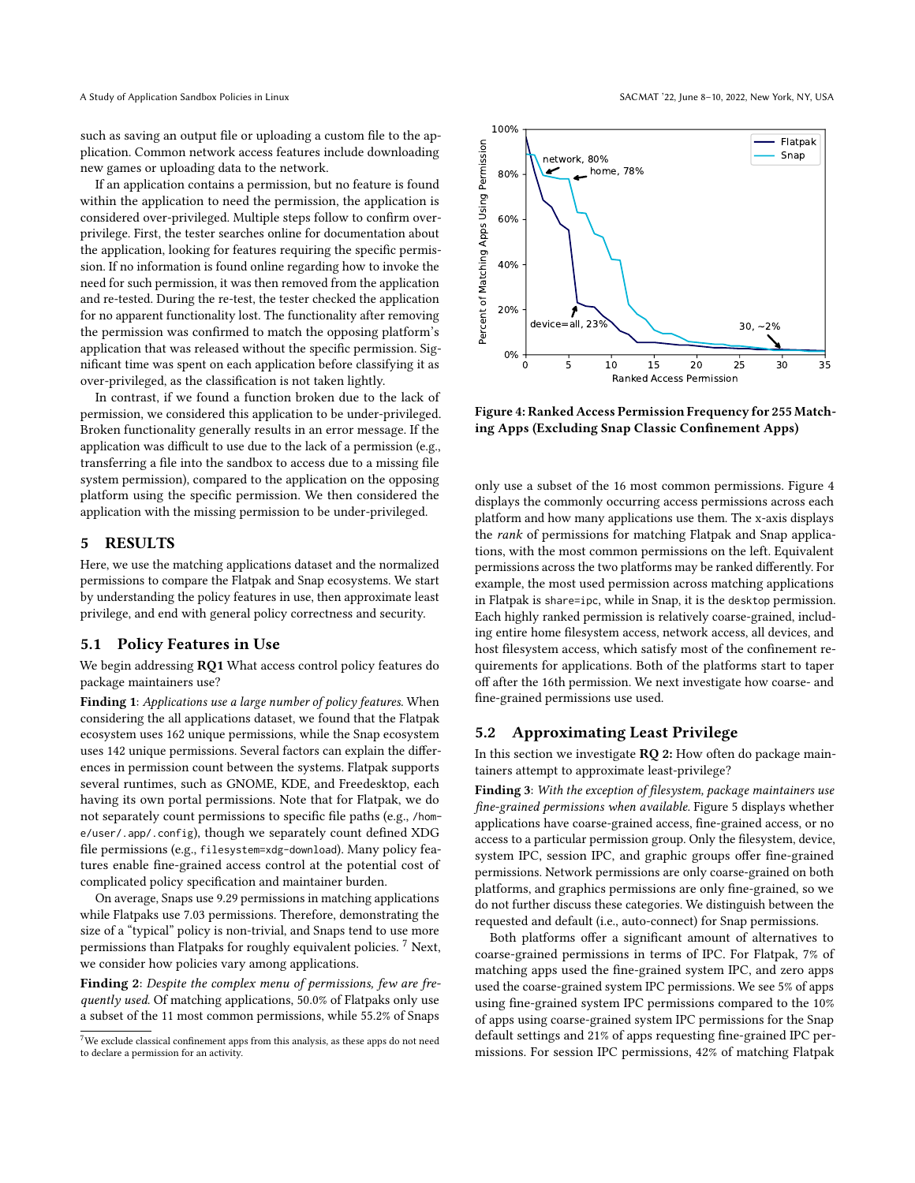such as saving an output file or uploading a custom file to the application. Common network access features include downloading new games or uploading data to the network.

If an application contains a permission, but no feature is found within the application to need the permission, the application is considered over-privileged. Multiple steps follow to confirm over-privilege. First, the tester searches online for documentation about the application, looking for features requiring the specific permission. If no information is found online regarding how to invoke the need for such permission, it was then removed from the application and re-tested. During the re-test, the tester checked the application for no apparent functionality lost. The functionality after removing the permission was confirmed to match the opposing platform's application that was released without the specific permission. Significant time was spent on each application before classifying it as over-privileged, as the classification is not taken lightly.

In contrast, if we found a function broken due to the lack of permission, we considered this application to be under-privileged. Broken functionality generally results in an error message. If the application was difficult to use due to the lack of a permission (e.g., transferring a file into the sandbox to access due to a missing file system permission), compared to the application on the opposing platform using the specific permission. We then considered the application with the missing permission to be under-privileged.

## 5 RESULTS

Here, we use the matching applications dataset and the normalized permissions to compare the Flatpak and Snap ecosystems. We start by understanding the policy features in use, then approximate least privilege, and end with general policy correctness and security.

### 5.1 Policy Features in Use

We begin addressing **RQ1** What access control policy features do package maintainers use?

**Finding 1**: *Applications use a large number of policy features.* When considering the all applications dataset, we found that the Flatpak ecosystem uses 162 unique permissions, while the Snap ecosystem uses 142 unique permissions. Several factors can explain the differences in permission count between the systems. Flatpak supports several runtimes, such as GNOME, KDE, and Freedesktop, each having its own portal permissions. Note that for Flatpak, we do not separately count permissions to specific file paths (e.g., `/home/user/.app/.config`), though we separately count defined XDG file permissions (e.g., `filesystem=xdg-download`). Many policy features enable fine-grained access control at the potential cost of complicated policy specification and maintainer burden.

On average, Snaps use 9.29 permissions in matching applications while Flatpaks use 7.03 permissions. Therefore, demonstrating the size of a "typical" policy is non-trivial, and Snaps tend to use more permissions than Flatpaks for roughly equivalent policies. [7] Next, we consider how policies vary among applications.

**Finding 2**: *Despite the complex menu of permissions, few are frequently used.* Of matching applications, 50.0% of Flatpaks only use a subset of the 11 most common permissions, while 55.2% of Snaps only use a subset of the 16 most common permissions. Figure 4 displays the commonly occurring access permissions across each platform and how many applications use them. The x-axis displays the *rank* of permissions for matching Flatpak and Snap applications, with the most common permissions on the left. Equivalent permissions across the two platforms may be ranked differently. For example, the most used permission across matching applications in Flatpak is `share=ipc`, while in Snap, it is the `desktop` permission. Each highly ranked permission is relatively coarse-grained, including entire home filesystem access, network access, all devices, and host filesystem access, which satisfy most of the confinement requirements for applications. Both of the platforms start to taper off after the 16th permission. We next investigate how coarse- and fine-grained permissions use used.

[7] We exclude classical confinement apps from this analysis, as these apps do not need to declare a permission for an activity.

**Figure 4: Ranked Access Permission Frequency for 255 Matching Apps (Excluding Snap Classic Confinement Apps)**

### 5.2 Approximating Least Privilege

In this section we investigate **RQ 2:** How often do package maintainers attempt to approximate least-privilege?

**Finding 3**: *With the exception of filesystem, package maintainers use fine-grained permissions when available.* Figure 5 displays whether applications have coarse-grained access, fine-grained access, or no access to a particular permission group. Only the filesystem, device, system IPC, session IPC, and graphic groups offer fine-grained permissions. Network permissions are only coarse-grained on both platforms, and graphics permissions are only fine-grained, so we do not further discuss these categories. We distinguish between the requested and default (i.e., auto-connect) for Snap permissions.

Both platforms offer a significant amount of alternatives to coarse-grained permissions in terms of IPC. For Flatpak, 7% of matching apps used the fine-grained system IPC, and zero apps used the coarse-grained system IPC permissions. We see 5% of apps using fine-grained system IPC permissions compared to the 10% of apps using coarse-grained system IPC permissions for the Snap default settings and 21% of apps requesting fine-grained IPC permissions. For session IPC permissions, 42% of matching Flatpak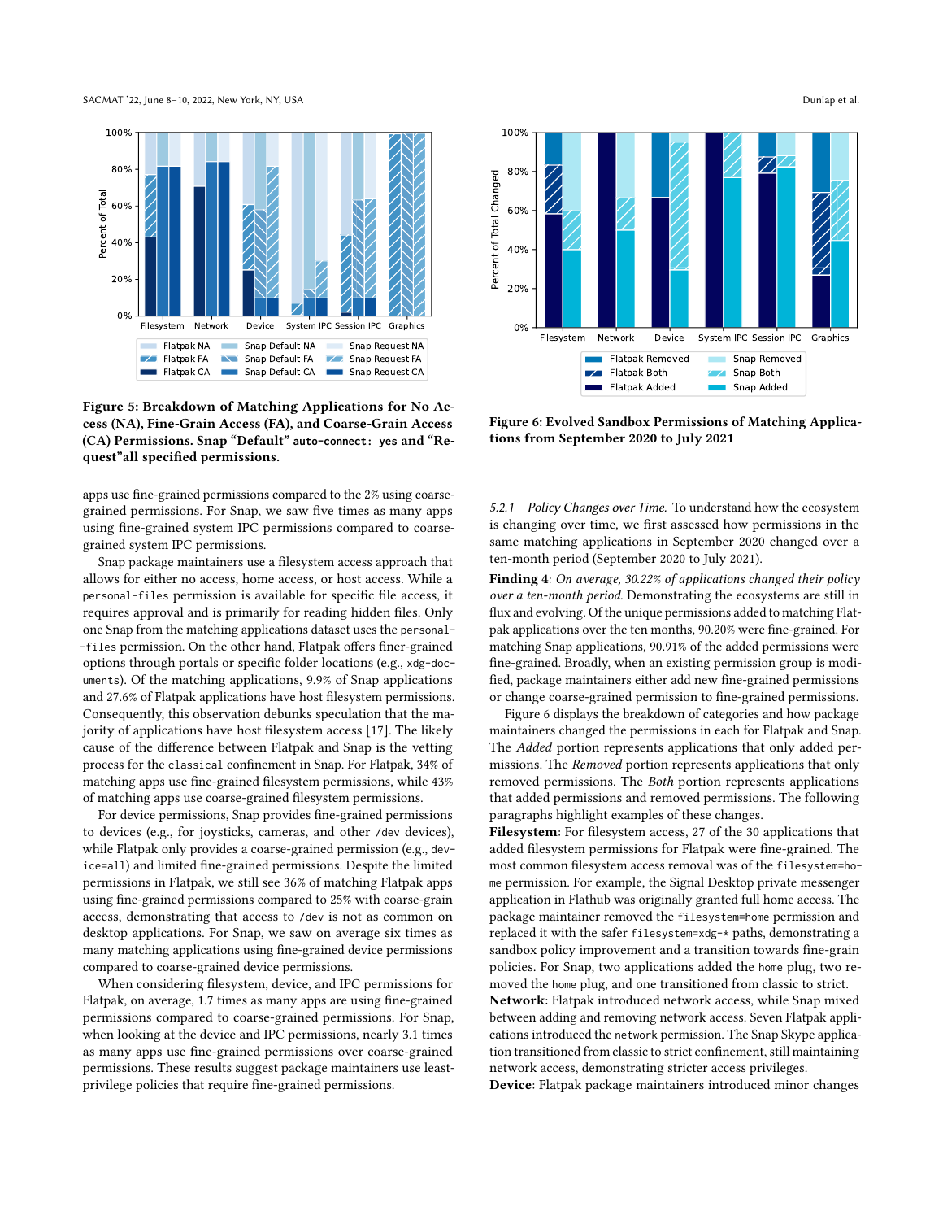**Figure 5: Breakdown of Matching Applications for No Access (NA), Fine-Grain Access (FA), and Coarse-Grain Access (CA) Permissions. Snap "Default" `auto-connect: yes` and "Request"all specified permissions.**

apps use fine-grained permissions compared to the 2% using coarse-grained permissions. For Snap, we saw five times as many apps using fine-grained system IPC permissions compared to coarse-grained system IPC permissions.

Snap package maintainers use a filesystem access approach that allows for either no access, home access, or host access. While a `personal-files` permission is available for specific file access, it requires approval and is primarily for reading hidden files. Only one Snap from the matching applications dataset uses the `personal-files` permission. On the other hand, Flatpak offers finer-grained options through portals or specific folder locations (e.g., `xdg-documents`). Of the matching applications, 9.9% of Snap applications and 27.6% of Flatpak applications have host filesystem permissions. Consequently, this observation debunks speculation that the majority of applications have host filesystem access [17]. The likely cause of the difference between Flatpak and Snap is the vetting process for the `classical` confinement in Snap. For Flatpak, 34% of matching apps use fine-grained filesystem permissions, while 43% of matching apps use coarse-grained filesystem permissions.

For device permissions, Snap provides fine-grained permissions to devices (e.g., for joysticks, cameras, and other `/dev` devices), while Flatpak only provides a coarse-grained permission (e.g., `device=all`) and limited fine-grained permissions. Despite the limited permissions in Flatpak, we still see 36% of matching Flatpak apps using fine-grained permissions compared to 25% with coarse-grain access, demonstrating that access to `/dev` is not as common on desktop applications. For Snap, we saw on average six times as many matching applications using fine-grained device permissions compared to coarse-grained device permissions.

When considering filesystem, device, and IPC permissions for Flatpak, on average, 1.7 times as many apps are using fine-grained permissions compared to coarse-grained permissions. For Snap, when looking at the device and IPC permissions, nearly 3.1 times as many apps use fine-grained permissions over coarse-grained permissions. These results suggest package maintainers use least-privilege policies that require fine-grained permissions.

**Figure 6: Evolved Sandbox Permissions of Matching Applications from September 2020 to July 2021**

*5.2.1 Policy Changes over Time.* To understand how the ecosystem is changing over time, we first assessed how permissions in the same matching applications in September 2020 changed over a ten-month period (September 2020 to July 2021).

**Finding 4**: *On average, 30.22% of applications changed their policy over a ten-month period.* Demonstrating the ecosystems are still in flux and evolving. Of the unique permissions added to matching Flatpak applications over the ten months, 90.20% were fine-grained. For matching Snap applications, 90.91% of the added permissions were fine-grained. Broadly, when an existing permission group is modified, package maintainers either add new fine-grained permissions or change coarse-grained permission to fine-grained permissions.

Figure 6 displays the breakdown of categories and how package maintainers changed the permissions in each for Flatpak and Snap. The *Added* portion represents applications that only added permissions. The *Removed* portion represents applications that only removed permissions. The *Both* portion represents applications that added permissions and removed permissions. The following paragraphs highlight examples of these changes.

**Filesystem**: For filesystem access, 27 of the 30 applications that added filesystem permissions for Flatpak were fine-grained. The most common filesystem access removal was of the `filesystem=home` permission. For example, the Signal Desktop private messenger application in Flathub was originally granted full home access. The package maintainer removed the `filesystem=home` permission and replaced it with the safer `filesystem=xdg-*` paths, demonstrating a sandbox policy improvement and a transition towards fine-grain policies. For Snap, two applications added the `home` plug, two removed the `home` plug, and one transitioned from classic to strict.

**Network**: Flatpak introduced network access, while Snap mixed between adding and removing network access. Seven Flatpak applications introduced the `network` permission. The Snap Skype application transitioned from classic to strict confinement, still maintaining network access, demonstrating stricter access privileges.

**Device**: Flatpak package maintainers introduced minor changes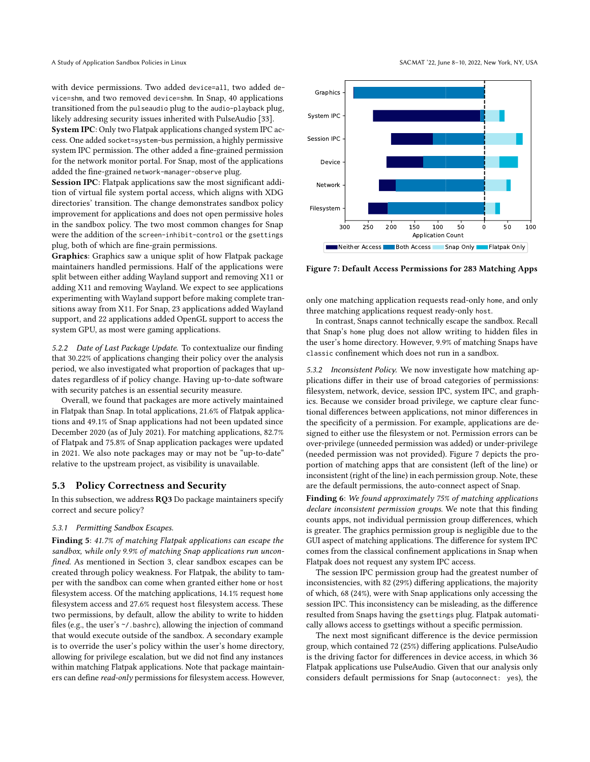with device permissions. Two added device=all, two added device=shm, and two removed device=shm. In Snap, 40 applications transitioned from the pulseaudio plug to the audio-playback plug, likely addresing security issues inherited with PulseAudio [33].

**System IPC**: Only two Flatpak applications changed system IPC access. One added socket=system-bus permission, a highly permissive system IPC permission. The other added a fine-grained permission for the network monitor portal. For Snap, most of the applications added the fine-grained network-manager-observe plug.

**Session IPC**: Flatpak applications saw the most significant addition of virtual file system portal access, which aligns with XDG directories' transition. The change demonstrates sandbox policy improvement for applications and does not open permissive holes in the sandbox policy. The two most common changes for Snap were the addition of the screen-inhibit-control or the gsettings plug, both of which are fine-grain permissions.

**Graphics**: Graphics saw a unique split of how Flatpak package maintainers handled permissions. Half of the applications were split between either adding Wayland support and removing X11 or adding X11 and removing Wayland. We expect to see applications experimenting with Wayland support before making complete transitions away from X11. For Snap, 23 applications added Wayland support, and 22 applications added OpenGL support to access the system GPU, as most were gaming applications.

*5.2.2 Date of Last Package Update.* To contextualize our finding that 30.22% of applications changing their policy over the analysis period, we also investigated what proportion of packages that updates regardless of if policy change. Having up-to-date software with security patches is an essential security measure.

Overall, we found that packages are more actively maintained in Flatpak than Snap. In total applications, 21.6% of Flatpak applications and 49.1% of Snap applications had not been updated since December 2020 (as of July 2021). For matching applications, 82.7% of Flatpak and 75.8% of Snap application packages were updated in 2021. We also note packages may or may not be "up-to-date" relative to the upstream project, as visibility is unavailable.

## 5.3 Policy Correctness and Security

In this subsection, we address **RQ3** Do package maintainers specify correct and secure policy?

*5.3.1 Permitting Sandbox Escapes.*

**Finding 5**: *41.7% of matching Flatpak applications can escape the sandbox, while only 9.9% of matching Snap applications run unconfined.* As mentioned in Section 3, clear sandbox escapes can be created through policy weakness. For Flatpak, the ability to tamper with the sandbox can come when granted either home or host filesystem access. Of the matching applications, 14.1% request home filesystem access and 27.6% request host filesystem access. These two permissions, by default, allow the ability to write to hidden files (e.g., the user's ~/.bashrc), allowing the injection of command that would execute outside of the sandbox. A secondary example is to override the user's policy within the user's home directory, allowing for privilege escalation, but we did not find any instances within matching Flatpak applications. Note that package maintainers can define *read-only* permissions for filesystem access. However, only one matching application requests read-only home, and only three matching applications request ready-only host.

In contrast, Snaps cannot technically escape the sandbox. Recall that Snap's home plug does not allow writing to hidden files in the user's home directory. However, 9.9% of matching Snaps have classic confinement which does not run in a sandbox.

*5.3.2 Inconsistent Policy.* We now investigate how matching applications differ in their use of broad categories of permissions: filesystem, network, device, session IPC, system IPC, and graphics. Because we consider broad privilege, we capture clear functional differences between applications, not minor differences in the specificity of a permission. For example, applications are designed to either use the filesystem or not. Permission errors can be over-privilege (unneeded permission was added) or under-privilege (needed permission was not provided). Figure 7 depicts the proportion of matching apps that are consistent (left of the line) or inconsistent (right of the line) in each permission group. Note, these are the default permissions, the auto-connect aspect of Snap.

**Figure 7: Default Access Permissions for 283 Matching Apps**

**Finding 6**: *We found approximately 75% of matching applications declare inconsistent permission groups.* We note that this finding counts apps, not individual permission group differences, which is greater. The graphics permission group is negligible due to the GUI aspect of matching applications. The difference for system IPC comes from the classical confinement applications in Snap when Flatpak does not request any system IPC access.

The session IPC permission group had the greatest number of inconsistencies, with 82 (29%) differing applications, the majority of which, 68 (24%), were with Snap applications only accessing the session IPC. This inconsistency can be misleading, as the difference resulted from Snaps having the gsettings plug. Flatpak automatically allows access to gsettings without a specific permission.

The next most significant difference is the device permission group, which contained 72 (25%) differing applications. PulseAudio is the driving factor for differences in device access, in which 36 Flatpak applications use PulseAudio. Given that our analysis only considers default permissions for Snap (autoconnect: yes), the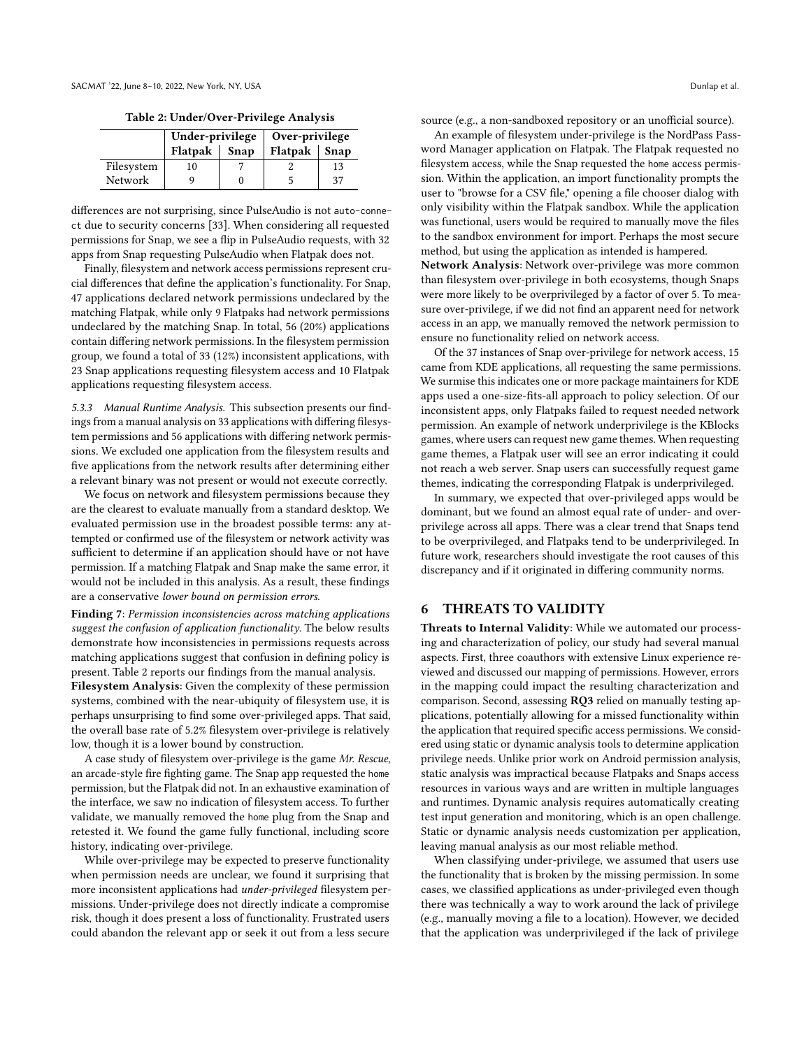**Table 2: Under/Over-Privilege Analysis**

| | Under-privilege | | Over-privilege | |
|---|---|---|---|---|
| | Flatpak | Snap | Flatpak | Snap |
| Filesystem | 10 | 7 | 2 | 13 |
| Network | 9 | 0 | 5 | 37 |

differences are not surprising, since PulseAudio is not auto-connect due to security concerns [33]. When considering all requested permissions for Snap, we see a flip in PulseAudio requests, with 32 apps from Snap requesting PulseAudio when Flatpak does not.

Finally, filesystem and network access permissions represent crucial differences that define the application's functionality. For Snap, 47 applications declared network permissions undeclared by the matching Flatpak, while only 9 Flatpaks had network permissions undeclared by the matching Snap. In total, 56 (20%) applications contain differing network permissions. In the filesystem permission group, we found a total of 33 (12%) inconsistent applications, with 23 Snap applications requesting filesystem access and 10 Flatpak applications requesting filesystem access.

#### 5.3.3 Manual Runtime Analysis.

This subsection presents our findings from a manual analysis on 33 applications with differing filesystem permissions and 56 applications with differing network permissions. We excluded one application from the filesystem results and five applications from the network results after determining either a relevant binary was not present or would not execute correctly.

We focus on network and filesystem permissions because they are the clearest to evaluate manually from a standard desktop. We evaluated permission use in the broadest possible terms: any attempted or confirmed use of the filesystem or network activity was sufficient to determine if an application should have or not have permission. If a matching Flatpak and Snap make the same error, it would not be included in this analysis. As a result, these findings are a conservative *lower bound on permission errors*.

**Finding 7**: *Permission inconsistencies across matching applications suggest the confusion of application functionality.* The below results demonstrate how inconsistencies in permissions requests across matching applications suggest that confusion in defining policy is present. Table 2 reports our findings from the manual analysis.

**Filesystem Analysis**: Given the complexity of these permission systems, combined with the near-ubiquity of filesystem use, it is perhaps unsurprising to find some over-privileged apps. That said, the overall base rate of 5.2% filesystem over-privilege is relatively low, though it is a lower bound by construction.

A case study of filesystem over-privilege is the game *Mr. Rescue*, an arcade-style fire fighting game. The Snap app requested the home permission, but the Flatpak did not. In an exhaustive examination of the interface, we saw no indication of filesystem access. To further validate, we manually removed the home plug from the Snap and retested it. We found the game fully functional, including score history, indicating over-privilege.

While over-privilege may be expected to preserve functionality when permission needs are unclear, we found it surprising that more inconsistent applications had *under-privileged* filesystem permissions. Under-privilege does not directly indicate a compromise risk, though it does present a loss of functionality. Frustrated users could abandon the relevant app or seek it out from a less secure source (e.g., a non-sandboxed repository or an unofficial source).

An example of filesystem under-privilege is the NordPass Password Manager application on Flatpak. The Flatpak requested no filesystem access, while the Snap requested the home access permission. Within the application, an import functionality prompts the user to "browse for a CSV file," opening a file chooser dialog with only visibility within the Flatpak sandbox. While the application was functional, users would be required to manually move the files to the sandbox environment for import. Perhaps the most secure method, but using the application as intended is hampered.

**Network Analysis**: Network over-privilege was more common than filesystem over-privilege in both ecosystems, though Snaps were more likely to be overprivileged by a factor of over 5. To measure over-privilege, if we did not find an apparent need for network access in an app, we manually removed the network permission to ensure no functionality relied on network access.

Of the 37 instances of Snap over-privilege for network access, 15 came from KDE applications, all requesting the same permissions. We surmise this indicates one or more package maintainers for KDE apps used a one-size-fits-all approach to policy selection. Of our inconsistent apps, only Flatpaks failed to request needed network permission. An example of network underprivilege is the KBlocks games, where users can request new game themes. When requesting game themes, a Flatpak user will see an error indicating it could not reach a web server. Snap users can successfully request game themes, indicating the corresponding Flatpak is underprivileged.

In summary, we expected that over-privileged apps would be dominant, but we found an almost equal rate of under- and over-privilege across all apps. There was a clear trend that Snaps tend to be overprivileged, and Flatpaks tend to be underprivileged. In future work, researchers should investigate the root causes of this discrepancy and if it originated in differing community norms.

## 6 THREATS TO VALIDITY

**Threats to Internal Validity**: While we automated our processing and characterization of policy, our study had several manual aspects. First, three coauthors with extensive Linux experience reviewed and discussed our mapping of permissions. However, errors in the mapping could impact the resulting characterization and comparison. Second, assessing **RQ3** relied on manually testing applications, potentially allowing for a missed functionality within the application that required specific access permissions. We considered using static or dynamic analysis tools to determine application privilege needs. Unlike prior work on Android permission analysis, static analysis was impractical because Flatpaks and Snaps access resources in various ways and are written in multiple languages and runtimes. Dynamic analysis requires automatically creating test input generation and monitoring, which is an open challenge. Static or dynamic analysis needs customization per application, leaving manual analysis as our most reliable method.

When classifying under-privilege, we assumed that users use the functionality that is broken by the missing permission. In some cases, we classified applications as under-privileged even though there was technically a way to work around the lack of privilege (e.g., manually moving a file to a location). However, we decided that the application was underprivileged if the lack of privilege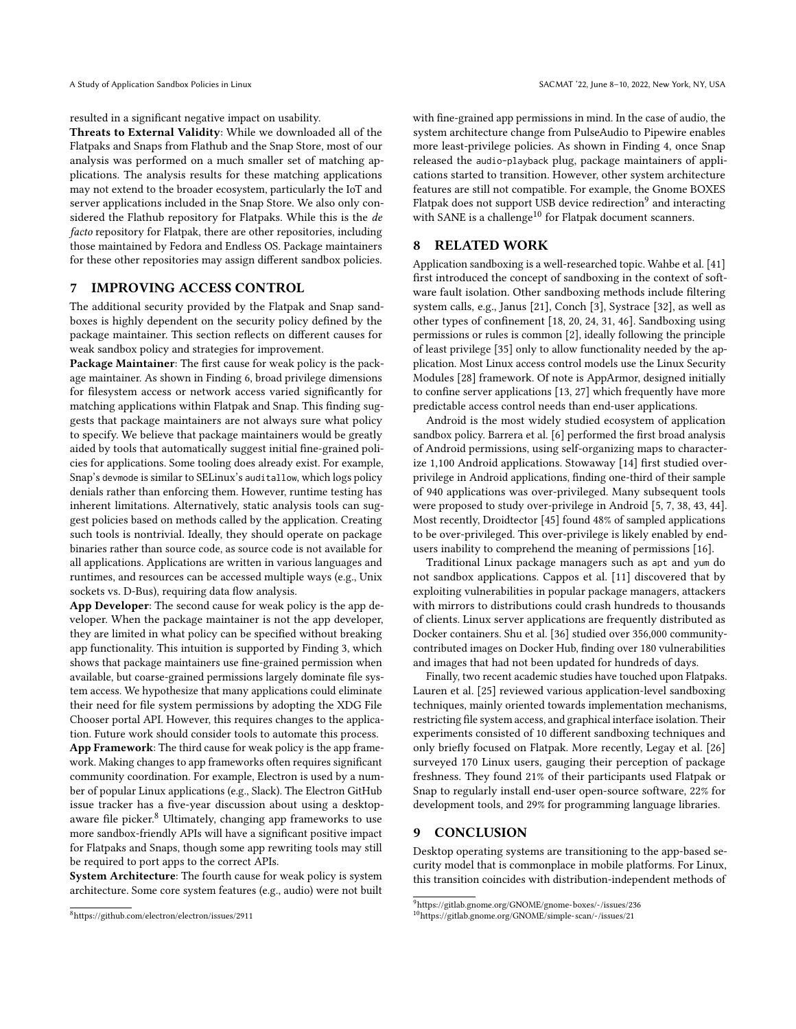resulted in a significant negative impact on usability.

**Threats to External Validity**: While we downloaded all of the Flatpaks and Snaps from Flathub and the Snap Store, most of our analysis was performed on a much smaller set of matching applications. The analysis results for these matching applications may not extend to the broader ecosystem, particularly the IoT and server applications included in the Snap Store. We also only considered the Flathub repository for Flatpaks. While this is the *de facto* repository for Flatpak, there are other repositories, including those maintained by Fedora and Endless OS. Package maintainers for these other repositories may assign different sandbox policies.

## 7 IMPROVING ACCESS CONTROL

The additional security provided by the Flatpak and Snap sandboxes is highly dependent on the security policy defined by the package maintainer. This section reflects on different causes for weak sandbox policy and strategies for improvement.

**Package Maintainer**: The first cause for weak policy is the package maintainer. As shown in Finding 6, broad privilege dimensions for filesystem access or network access varied significantly for matching applications within Flatpak and Snap. This finding suggests that package maintainers are not always sure what policy to specify. We believe that package maintainers would be greatly aided by tools that automatically suggest initial fine-grained policies for applications. Some tooling does already exist. For example, Snap's `devmode` is similar to SELinux's `auditallow`, which logs policy denials rather than enforcing them. However, runtime testing has inherent limitations. Alternatively, static analysis tools can suggest policies based on methods called by the application. Creating such tools is nontrivial. Ideally, they should operate on package binaries rather than source code, as source code is not available for all applications. Applications are written in various languages and runtimes, and resources can be accessed multiple ways (e.g., Unix sockets vs. D-Bus), requiring data flow analysis.

**App Developer**: The second cause for weak policy is the app developer. When the package maintainer is not the app developer, they are limited in what policy can be specified without breaking app functionality. This intuition is supported by Finding 3, which shows that package maintainers use fine-grained permission when available, but coarse-grained permissions largely dominate file system access. We hypothesize that many applications could eliminate their need for file system permissions by adopting the XDG File Chooser portal API. However, this requires changes to the application. Future work should consider tools to automate this process.

**App Framework**: The third cause for weak policy is the app framework. Making changes to app frameworks often requires significant community coordination. For example, Electron is used by a number of popular Linux applications (e.g., Slack). The Electron GitHub issue tracker has a five-year discussion about using a desktop-aware file picker.[8] Ultimately, changing app frameworks to use more sandbox-friendly APIs will have a significant positive impact for Flatpaks and Snaps, though some app rewriting tools may still be required to port apps to the correct APIs.

**System Architecture**: The fourth cause for weak policy is system architecture. Some core system features (e.g., audio) were not built with fine-grained app permissions in mind. In the case of audio, the system architecture change from PulseAudio to Pipewire enables more least-privilege policies. As shown in Finding 4, once Snap released the `audio-playback` plug, package maintainers of applications started to transition. However, other system architecture features are still not compatible. For example, the Gnome BOXES Flatpak does not support USB device redirection[9] and interacting with SANE is a challenge[10] for Flatpak document scanners.

## 8 RELATED WORK

Application sandboxing is a well-researched topic. Wahbe et al. [41] first introduced the concept of sandboxing in the context of software fault isolation. Other sandboxing methods include filtering system calls, e.g., Janus [21], Conch [3], Systrace [32], as well as other types of confinement [18, 20, 24, 31, 46]. Sandboxing using permissions or rules is common [2], ideally following the principle of least privilege [35] only to allow functionality needed by the application. Most Linux access control models use the Linux Security Modules [28] framework. Of note is AppArmor, designed initially to confine server applications [13, 27] which frequently have more predictable access control needs than end-user applications.

Android is the most widely studied ecosystem of application sandbox policy. Barrera et al. [6] performed the first broad analysis of Android permissions, using self-organizing maps to characterize 1,100 Android applications. Stowaway [14] first studied over-privilege in Android applications, finding one-third of their sample of 940 applications was over-privileged. Many subsequent tools were proposed to study over-privilege in Android [5, 7, 38, 43, 44]. Most recently, Droidtector [45] found 48% of sampled applications to be over-privileged. This over-privilege is likely enabled by end-users inability to comprehend the meaning of permissions [16].

Traditional Linux package managers such as `apt` and `yum` do not sandbox applications. Cappos et al. [11] discovered that by exploiting vulnerabilities in popular package managers, attackers with mirrors to distributions could crash hundreds to thousands of clients. Linux server applications are frequently distributed as Docker containers. Shu et al. [36] studied over 356,000 community-contributed images on Docker Hub, finding over 180 vulnerabilities and images that had not been updated for hundreds of days.

Finally, two recent academic studies have touched upon Flatpaks. Lauren et al. [25] reviewed various application-level sandboxing techniques, mainly oriented towards implementation mechanisms, restricting file system access, and graphical interface isolation. Their experiments consisted of 10 different sandboxing techniques and only briefly focused on Flatpak. More recently, Legay et al. [26] surveyed 170 Linux users, gauging their perception of package freshness. They found 21% of their participants used Flatpak or Snap to regularly install end-user open-source software, 22% for development tools, and 29% for programming language libraries.

## 9 CONCLUSION

Desktop operating systems are transitioning to the app-based security model that is commonplace in mobile platforms. For Linux, this transition coincides with distribution-independent methods of

[8] https://github.com/electron/electron/issues/2911

[9] https://gitlab.gnome.org/GNOME/gnome-boxes/-/issues/236

[10] https://gitlab.gnome.org/GNOME/simple-scan/-/issues/21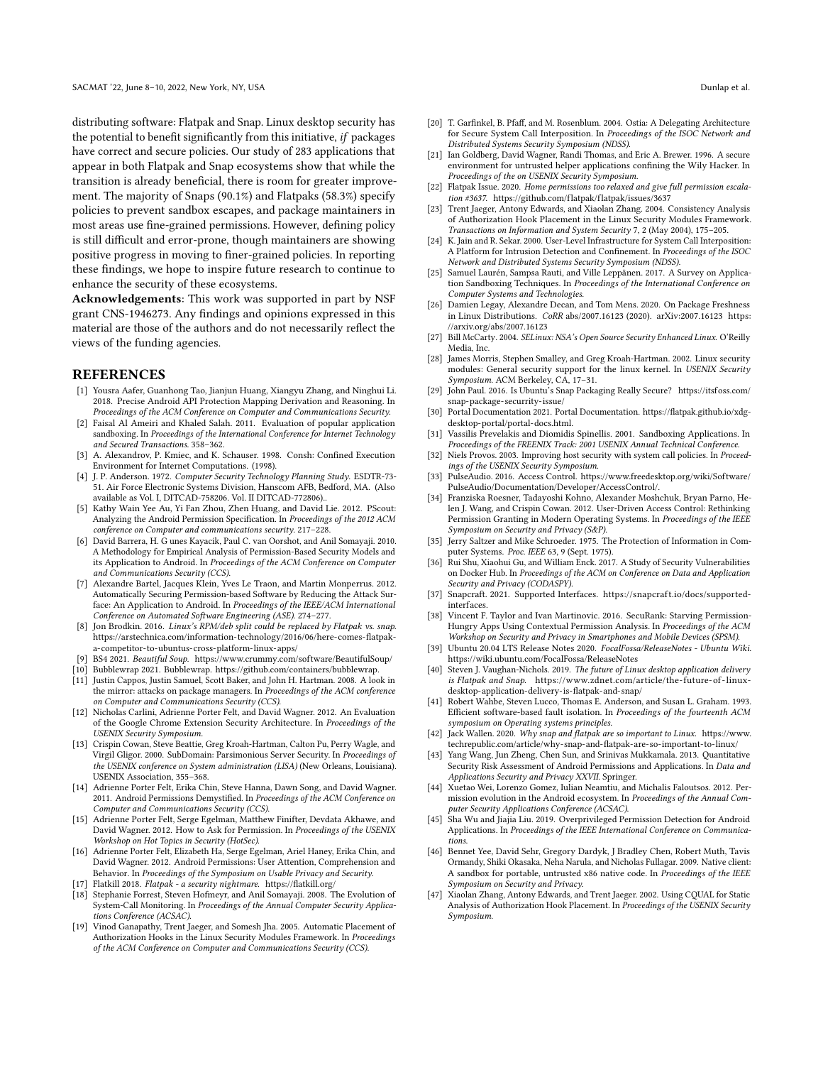distributing software: Flatpak and Snap. Linux desktop security has the potential to benefit significantly from this initiative, *if* packages have correct and secure policies. Our study of 283 applications that appear in both Flatpak and Snap ecosystems show that while the transition is already beneficial, there is room for greater improvement. The majority of Snaps (90.1%) and Flatpaks (58.3%) specify policies to prevent sandbox escapes, and package maintainers in most areas use fine-grained permissions. However, defining policy is still difficult and error-prone, though maintainers are showing positive progress in moving to finer-grained policies. In reporting these findings, we hope to inspire future research to continue to enhance the security of these ecosystems.

**Acknowledgements**: This work was supported in part by NSF grant CNS-1946273. Any findings and opinions expressed in this material are those of the authors and do not necessarily reflect the views of the funding agencies.

## REFERENCES

- [1] Yousra Aafer, Guanhong Tao, Jianjun Huang, Xiangyu Zhang, and Ninghui Li. 2018. Precise Android API Protection Mapping Derivation and Reasoning. In *Proceedings of the ACM Conference on Computer and Communications Security*.
- [2] Faisal Al Ameiri and Khaled Salah. 2011. Evaluation of popular application sandboxing. In *Proceedings of the International Conference for Internet Technology and Secured Transactions*. 358–362.
- [3] A. Alexandrov, P. Kmiec, and K. Schauser. 1998. Consh: Confined Execution Environment for Internet Computations. (1998).
- [4] J. P. Anderson. 1972. *Computer Security Technology Planning Study*. ESDTR-73-51. Air Force Electronic Systems Division, Hanscom AFB, Bedford, MA. (Also available as Vol. I, DITCAD-758206. Vol. II DITCAD-772806)..
- [5] Kathy Wain Yee Au, Yi Fan Zhou, Zhen Huang, and David Lie. 2012. PScout: Analyzing the Android Permission Specification. In *Proceedings of the 2012 ACM conference on Computer and communications security*. 217–228.
- [6] David Barrera, H. G unes Kayacik, Paul C. van Oorshot, and Anil Somayaji. 2010. A Methodology for Empirical Analysis of Permission-Based Security Models and its Application to Android. In *Proceedings of the ACM Conference on Computer and Communications Security (CCS)*.
- [7] Alexandre Bartel, Jacques Klein, Yves Le Traon, and Martin Monperrus. 2012. Automatically Securing Permission-based Software by Reducing the Attack Surface: An Application to Android. In *Proceedings of the IEEE/ACM International Conference on Automated Software Engineering (ASE)*. 274–277.
- [8] Jon Brodkin. 2016. *Linux's RPM/deb split could be replaced by Flatpak vs. snap*. https://arstechnica.com/information-technology/2016/06/here-comes-flatpak-a-competitor-to-ubuntus-cross-platform-linux-apps/
- [9] BS4 2021. *Beautiful Soup*. https://www.crummy.com/software/BeautifulSoup/
- [10] Bubblewrap 2021. Bubblewrap. https://github.com/containers/bubblewrap.
- [11] Justin Cappos, Justin Samuel, Scott Baker, and John H. Hartman. 2008. A look in the mirror: attacks on package managers. In *Proceedings of the ACM conference on Computer and Communications Security (CCS)*.
- [12] Nicholas Carlini, Adrienne Porter Felt, and David Wagner. 2012. An Evaluation of the Google Chrome Extension Security Architecture. In *Proceedings of the USENIX Security Symposium*.
- [13] Crispin Cowan, Steve Beattie, Greg Kroah-Hartman, Calton Pu, Perry Wagle, and Virgil Gligor. 2000. SubDomain: Parsimonious Server Security. In *Proceedings of the USENIX conference on System administration (LISA)* (New Orleans, Louisiana). USENIX Association, 355–368.
- [14] Adrienne Porter Felt, Erika Chin, Steve Hanna, Dawn Song, and David Wagner. 2011. Android Permissions Demystified. In *Proceedings of the ACM Conference on Computer and Communications Security (CCS)*.
- [15] Adrienne Porter Felt, Serge Egelman, Matthew Finifter, Devdata Akhawe, and David Wagner. 2012. How to Ask for Permission. In *Proceedings of the USENIX Workshop on Hot Topics in Security (HotSec)*.
- [16] Adrienne Porter Felt, Elizabeth Ha, Serge Egelman, Ariel Haney, Erika Chin, and David Wagner. 2012. Android Permissions: User Attention, Comprehension and Behavior. In *Proceedings of the Symposium on Usable Privacy and Security*.
- [17] Flatkill 2018. *Flatpak - a security nightmare*. https://flatkill.org/
- [18] Stephanie Forrest, Steven Hofmeyr, and Anil Somayaji. 2008. The Evolution of System-Call Monitoring. In *Proceedings of the Annual Computer Security Applications Conference (ACSAC)*.
- [19] Vinod Ganapathy, Trent Jaeger, and Somesh Jha. 2005. Automatic Placement of Authorization Hooks in the Linux Security Modules Framework. In *Proceedings of the ACM Conference on Computer and Communications Security (CCS)*.
- [20] T. Garfinkel, B. Pfaff, and M. Rosenblum. 2004. Ostia: A Delegating Architecture for Secure System Call Interposition. In *Proceedings of the ISOC Network and Distributed Systems Security Symposium (NDSS)*.
- [21] Ian Goldberg, David Wagner, Randi Thomas, and Eric A. Brewer. 1996. A secure environment for untrusted helper applications confining the Wily Hacker. In *Proceedings of the on USENIX Security Symposium*.
- [22] Flatpak Issue. 2020. *Home permissions too relaxed and give full permission escalation #3637*. https://github.com/flatpak/flatpak/issues/3637
- [23] Trent Jaeger, Antony Edwards, and Xiaolan Zhang. 2004. Consistency Analysis of Authorization Hook Placement in the Linux Security Modules Framework. *Transactions on Information and System Security* 7, 2 (May 2004), 175–205.
- [24] K. Jain and R. Sekar. 2000. User-Level Infrastructure for System Call Interposition: A Platform for Intrusion Detection and Confinement. In *Proceedings of the ISOC Network and Distributed Systems Security Symposium (NDSS)*.
- [25] Samuel Laurén, Sampsa Rauti, and Ville Leppänen. 2017. A Survey on Application Sandboxing Techniques. In *Proceedings of the International Conference on Computer Systems and Technologies*.
- [26] Damien Legay, Alexandre Decan, and Tom Mens. 2020. On Package Freshness in Linux Distributions. *CoRR* abs/2007.16123 (2020). arXiv:2007.16123 https://arxiv.org/abs/2007.16123
- [27] Bill McCarty. 2004. *SELinux: NSA's Open Source Security Enhanced Linux*. O'Reilly Media, Inc.
- [28] James Morris, Stephen Smalley, and Greg Kroah-Hartman. 2002. Linux security modules: General security support for the linux kernel. In *USENIX Security Symposium*. ACM Berkeley, CA, 17–31.
- [29] John Paul. 2016. Is Ubuntu's Snap Packaging Really Secure? https://itsfoss.com/snap-package-securrity-issue/
- [30] Portal Documentation 2021. Portal Documentation. https://flatpak.github.io/xdg-desktop-portal/portal-docs.html.
- [31] Vassilis Prevelakis and Diomidis Spinellis. 2001. Sandboxing Applications. In *Proceedings of the FREENIX Track: 2001 USENIX Annual Technical Conference*.
- [32] Niels Provos. 2003. Improving host security with system call policies. In *Proceedings of the USENIX Security Symposium*.
- [33] PulseAudio. 2016. Access Control. https://www.freedesktop.org/wiki/Software/PulseAudio/Documentation/Developer/AccessControl/.
- [34] Franziska Roesner, Tadayoshi Kohno, Alexander Moshchuk, Bryan Parno, Helen J. Wang, and Crispin Cowan. 2012. User-Driven Access Control: Rethinking Permission Granting in Modern Operating Systems. In *Proceedings of the IEEE Symposium on Security and Privacy (S&P)*.
- [35] Jerry Saltzer and Mike Schroeder. 1975. The Protection of Information in Computer Systems. *Proc. IEEE* 63, 9 (Sept. 1975).
- [36] Rui Shu, Xiaohui Gu, and William Enck. 2017. A Study of Security Vulnerabilities on Docker Hub. In *Proceedings of the ACM on Conference on Data and Application Security and Privacy (CODASPY)*.
- [37] Snapcraft. 2021. Supported Interfaces. https://snapcraft.io/docs/supported-interfaces.
- [38] Vincent F. Taylor and Ivan Martinovic. 2016. SecuRank: Starving Permission-Hungry Apps Using Contextual Permission Analysis. In *Proceedings of the ACM Workshop on Security and Privacy in Smartphones and Mobile Devices (SPSM)*.
- [39] Ubuntu 20.04 LTS Release Notes 2020. *FocalFossa/ReleaseNotes - Ubuntu Wiki*. https://wiki.ubuntu.com/FocalFossa/ReleaseNotes
- [40] Steven J. Vaughan-Nichols. 2019. *The future of Linux desktop application delivery is Flatpak and Snap*. https://www.zdnet.com/article/the-future-of-linux-desktop-application-delivery-is-flatpak-and-snap/
- [41] Robert Wahbe, Steven Lucco, Thomas E. Anderson, and Susan L. Graham. 1993. Efficient software-based fault isolation. In *Proceedings of the fourteenth ACM symposium on Operating systems principles*.
- [42] Jack Wallen. 2020. *Why snap and flatpak are so important to Linux*. https://www.techrepublic.com/article/why-snap-and-flatpak-are-so-important-to-linux/
- [43] Yang Wang, Jun Zheng, Chen Sun, and Srinivas Mukkamala. 2013. Quantitative Security Risk Assessment of Android Permissions and Applications. In *Data and Applications Security and Privacy XXVII*. Springer.
- [44] Xuetao Wei, Lorenzo Gomez, Iulian Neamtiu, and Michalis Faloutsos. 2012. Permission evolution in the Android ecosystem. In *Proceedings of the Annual Computer Security Applications Conference (ACSAC)*.
- [45] Sha Wu and Jiajia Liu. 2019. Overprivileged Permission Detection for Android Applications. In *Proceedings of the IEEE International Conference on Communications*.
- [46] Bennet Yee, David Sehr, Gregory Dardyk, J Bradley Chen, Robert Muth, Tavis Ormandy, Shiki Okasaka, Neha Narula, and Nicholas Fullagar. 2009. Native client: A sandbox for portable, untrusted x86 native code. In *Proceedings of the IEEE Symposium on Security and Privacy*.
- [47] Xiaolan Zhang, Antony Edwards, and Trent Jaeger. 2002. Using CQUAL for Static Analysis of Authorization Hook Placement. In *Proceedings of the USENIX Security Symposium*.